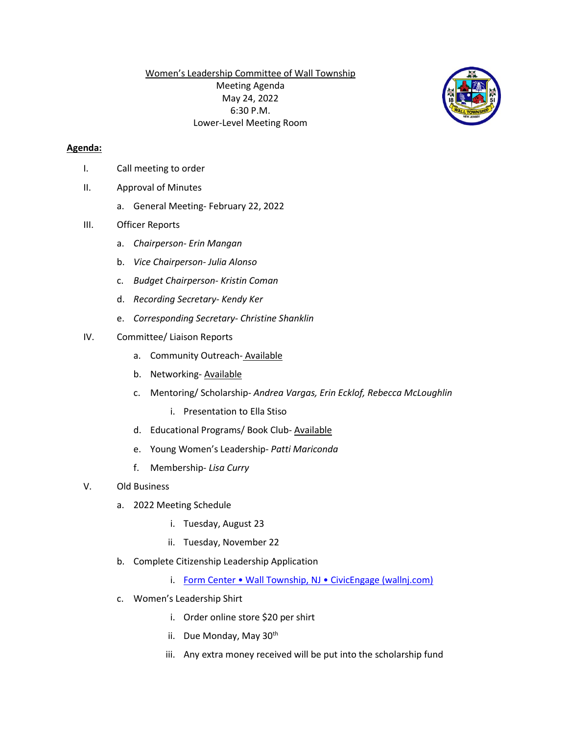Women's Leadership Committee of Wall Township
Meeting Agenda
May 24, 2022
6:30 P.M.
Lower-Level Meeting Room

**Agenda:**

I. Call meeting to order

II. Approval of Minutes

   a. General Meeting- February 22, 2022

III. Officer Reports

   a. *Chairperson- Erin Mangan*
   b. *Vice Chairperson- Julia Alonso*
   c. *Budget Chairperson- Kristin Coman*
   d. *Recording Secretary- Kendy Ker*
   e. *Corresponding Secretary- Christine Shanklin*

IV. Committee/ Liaison Reports

   a. Community Outreach- Available
   b. Networking- Available
   c. Mentoring/ Scholarship- *Andrea Vargas, Erin Ecklof, Rebecca McLoughlin*
      i. Presentation to Ella Stiso
   d. Educational Programs/ Book Club- Available
   e. Young Women's Leadership- *Patti Mariconda*
   f. Membership- *Lisa Curry*

V. Old Business

   a. 2022 Meeting Schedule
      i. Tuesday, August 23
      ii. Tuesday, November 22
   b. Complete Citizenship Leadership Application
      i. Form Center • Wall Township, NJ • CivicEngage (wallnj.com)
   c. Women's Leadership Shirt
      i. Order online store $20 per shirt
      ii. Due Monday, May 30th
      iii. Any extra money received will be put into the scholarship fund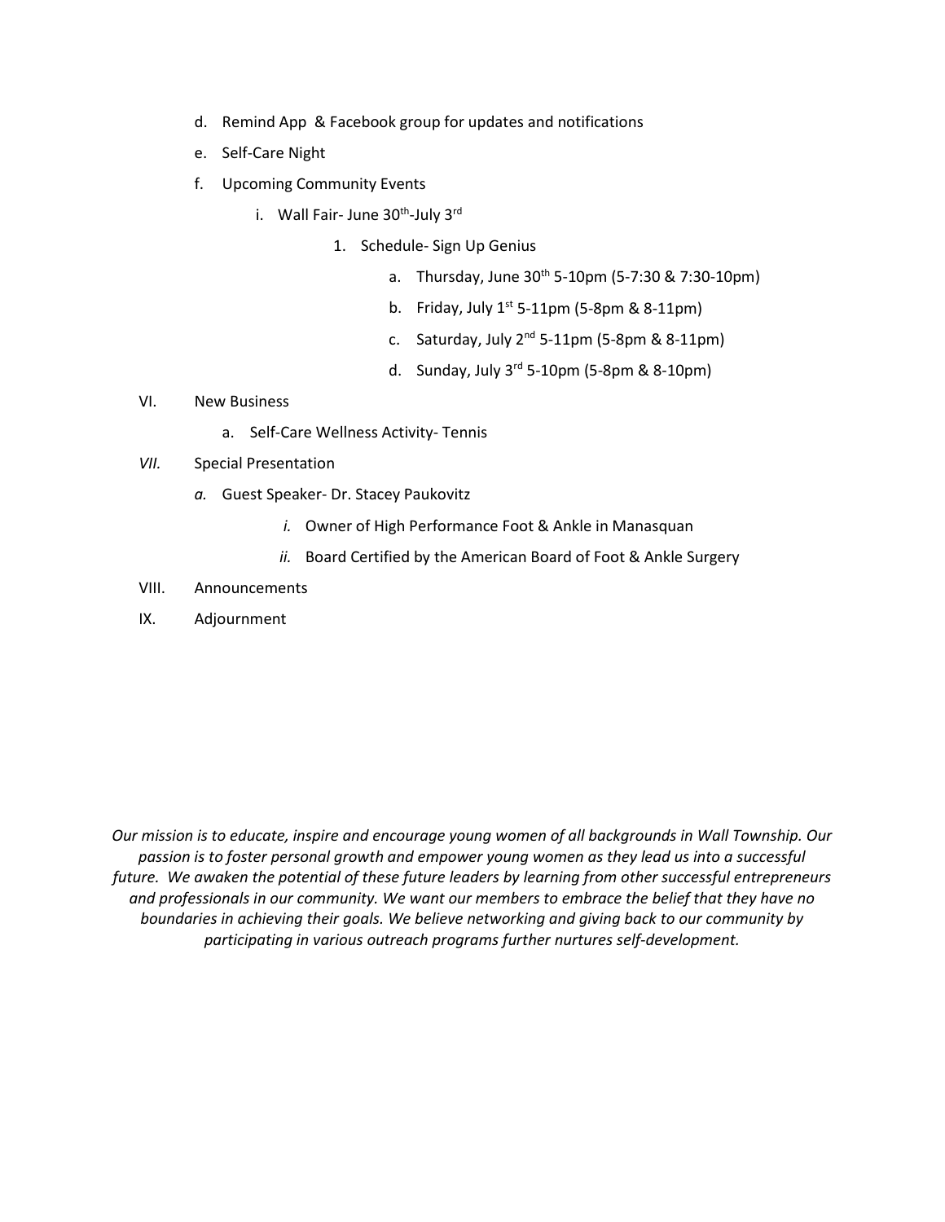d. Remind App & Facebook group for updates and notifications

e. Self-Care Night

f. Upcoming Community Events

   i. Wall Fair- June 30th-July 3rd

      1. Schedule- Sign Up Genius

         a. Thursday, June 30th 5-10pm (5-7:30 & 7:30-10pm)

         b. Friday, July 1st 5-11pm (5-8pm & 8-11pm)

         c. Saturday, July 2nd 5-11pm (5-8pm & 8-11pm)

         d. Sunday, July 3rd 5-10pm (5-8pm & 8-10pm)

VI. New Business

   a. Self-Care Wellness Activity- Tennis

*VII.* Special Presentation

   *a.* Guest Speaker- Dr. Stacey Paukovitz

      *i.* Owner of High Performance Foot & Ankle in Manasquan

      *ii.* Board Certified by the American Board of Foot & Ankle Surgery

VIII. Announcements

IX. Adjournment

*Our mission is to educate, inspire and encourage young women of all backgrounds in Wall Township. Our passion is to foster personal growth and empower young women as they lead us into a successful future. We awaken the potential of these future leaders by learning from other successful entrepreneurs and professionals in our community. We want our members to embrace the belief that they have no boundaries in achieving their goals. We believe networking and giving back to our community by participating in various outreach programs further nurtures self-development.*